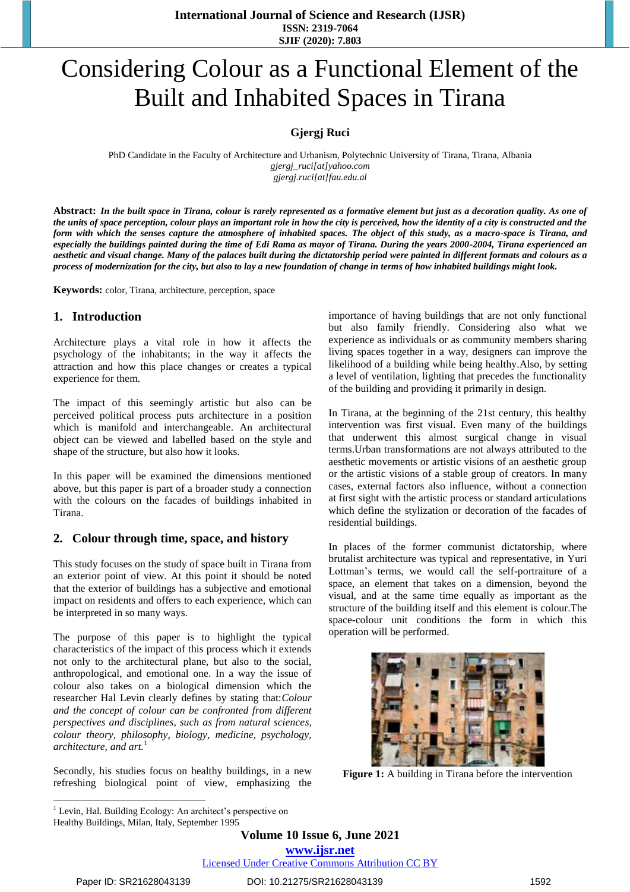# Considering Colour as a Functional Element of the Built and Inhabited Spaces in Tirana

**Gjergj Ruci**

PhD Candidate in the Faculty of Architecture and Urbanism, Polytechnic University of Tirana, Tirana, Albania
*gjergj_ruci[at]yahoo.com*
*gjergj.ruci[at]fau.edu.al*

**Abstract:** ***In the built space in Tirana, colour is rarely represented as a formative element but just as a decoration quality. As one of the units of space perception, colour plays an important role in how the city is perceived, how the identity of a city is constructed and the form with which the senses capture the atmosphere of inhabited spaces. The object of this study, as a macro-space is Tirana, and especially the buildings painted during the time of Edi Rama as mayor of Tirana. During the years 2000-2004, Tirana experienced an aesthetic and visual change. Many of the palaces built during the dictatorship period were painted in different formats and colours as a process of modernization for the city, but also to lay a new foundation of change in terms of how inhabited buildings might look.***

**Keywords:** color, Tirana, architecture, perception, space

## 1. Introduction

Architecture plays a vital role in how it affects the psychology of the inhabitants; in the way it affects the attraction and how this place changes or creates a typical experience for them.

The impact of this seemingly artistic but also can be perceived political process puts architecture in a position which is manifold and interchangeable. An architectural object can be viewed and labelled based on the style and shape of the structure, but also how it looks.

In this paper will be examined the dimensions mentioned above, but this paper is part of a broader study a connection with the colours on the facades of buildings inhabited in Tirana.

## 2. Colour through time, space, and history

This study focuses on the study of space built in Tirana from an exterior point of view. At this point it should be noted that the exterior of buildings has a subjective and emotional impact on residents and offers to each experience, which can be interpreted in so many ways.

The purpose of this paper is to highlight the typical characteristics of the impact of this process which it extends not only to the architectural plane, but also to the social, anthropological, and emotional one. In a way the issue of colour also takes on a biological dimension which the researcher Hal Levin clearly defines by stating that:*Colour and the concept of colour can be confronted from different perspectives and disciplines, such as from natural sciences, colour theory, philosophy, biology, medicine, psychology, architecture, and art.*[1]

Secondly, his studies focus on healthy buildings, in a new refreshing biological point of view, emphasizing the importance of having buildings that are not only functional but also family friendly. Considering also what we experience as individuals or as community members sharing living spaces together in a way, designers can improve the likelihood of a building while being healthy.Also, by setting a level of ventilation, lighting that precedes the functionality of the building and providing it primarily in design.

In Tirana, at the beginning of the 21st century, this healthy intervention was first visual. Even many of the buildings that underwent this almost surgical change in visual terms.Urban transformations are not always attributed to the aesthetic movements or artistic visions of an aesthetic group or the artistic visions of a stable group of creators. In many cases, external factors also influence, without a connection at first sight with the artistic process or standard articulations which define the stylization or decoration of the facades of residential buildings.

In places of the former communist dictatorship, where brutalist architecture was typical and representative, in Yuri Lottman's terms, we would call the self-portraiture of a space, an element that takes on a dimension, beyond the visual, and at the same time equally as important as the structure of the building itself and this element is colour.The space-colour unit conditions the form in which this operation will be performed.

**Figure 1:** A building in Tirana before the intervention

[1] Levin, Hal. Building Ecology: An architect's perspective on Healthy Buildings, Milan, Italy, September 1995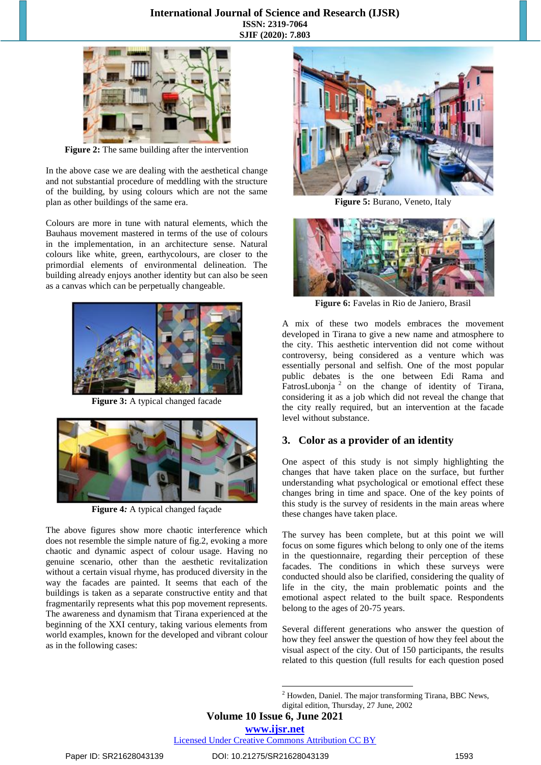**Figure 2:** The same building after the intervention

In the above case we are dealing with the aesthetical change and not substantial procedure of meddling with the structure of the building, by using colours which are not the same plan as other buildings of the same era.

Colours are more in tune with natural elements, which the Bauhaus movement mastered in terms of the use of colours in the implementation, in an architecture sense. Natural colours like white, green, earthycolours, are closer to the primordial elements of environmental delineation. The building already enjoys another identity but can also be seen as a canvas which can be perpetually changeable.

**Figure 3:** A typical changed facade

**Figure 4:** A typical changed façade

The above figures show more chaotic interference which does not resemble the simple nature of fig.2, evoking a more chaotic and dynamic aspect of colour usage. Having no genuine scenario, other than the aesthetic revitalization without a certain visual rhyme, has produced diversity in the way the facades are painted. It seems that each of the buildings is taken as a separate constructive entity and that fragmentarily represents what this pop movement represents. The awareness and dynamism that Tirana experienced at the beginning of the XXI century, taking various elements from world examples, known for the developed and vibrant colour as in the following cases:

**Figure 5:** Burano, Veneto, Italy

**Figure 6:** Favelas in Rio de Janiero, Brasil

A mix of these two models embraces the movement developed in Tirana to give a new name and atmosphere to the city. This aesthetic intervention did not come without controversy, being considered as a venture which was essentially personal and selfish. One of the most popular public debates is the one between Edi Rama and FatrosLubonja [2] on the change of identity of Tirana, considering it as a job which did not reveal the change that the city really required, but an intervention at the facade level without substance.

## 3. Color as a provider of an identity

One aspect of this study is not simply highlighting the changes that have taken place on the surface, but further understanding what psychological or emotional effect these changes bring in time and space. One of the key points of this study is the survey of residents in the main areas where these changes have taken place.

The survey has been complete, but at this point we will focus on some figures which belong to only one of the items in the questionnaire, regarding their perception of these facades. The conditions in which these surveys were conducted should also be clarified, considering the quality of life in the city, the main problematic points and the emotional aspect related to the built space. Respondents belong to the ages of 20-75 years.

Several different generations who answer the question of how they feel answer the question of how they feel about the visual aspect of the city. Out of 150 participants, the results related to this question (full results for each question posed

[2] Howden, Daniel. The major transforming Tirana, BBC News, digital edition, Thursday, 27 June, 2002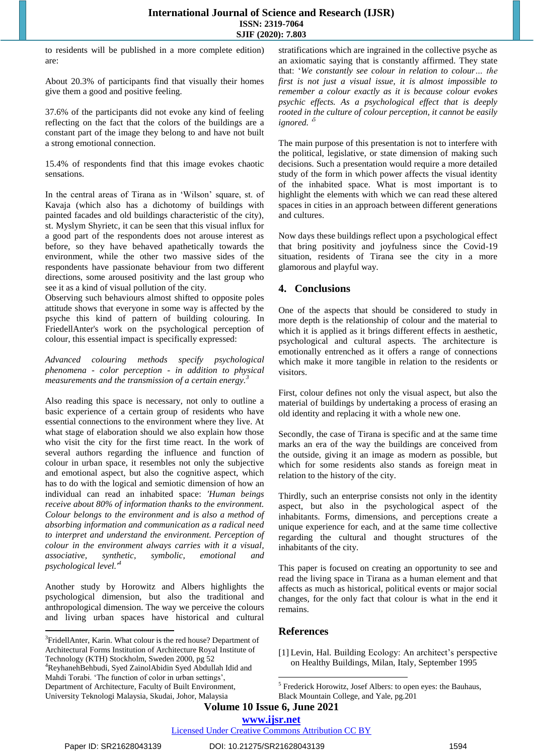to residents will be published in a more complete edition) are:

About 20.3% of participants find that visually their homes give them a good and positive feeling.

37.6% of the participants did not evoke any kind of feeling reflecting on the fact that the colors of the buildings are a constant part of the image they belong to and have not built a strong emotional connection.

15.4% of respondents find that this image evokes chaotic sensations.

In the central areas of Tirana as in 'Wilson' square, st. of Kavaja (which also has a dichotomy of buildings with painted facades and old buildings characteristic of the city), st. Myslym Shyrietc, it can be seen that this visual influx for a good part of the respondents does not arouse interest as before, so they have behaved apathetically towards the environment, while the other two massive sides of the respondents have passionate behaviour from two different directions, some aroused positivity and the last group who see it as a kind of visual pollution of the city.
Observing such behaviours almost shifted to opposite poles attitude shows that everyone in some way is affected by the psyche this kind of pattern of building colouring. In FriedellAnter's work on the psychological perception of colour, this essential impact is specifically expressed:

*Advanced colouring methods specify psychological phenomena - color perception - in addition to physical measurements and the transmission of a certain energy.*[3]

Also reading this space is necessary, not only to outline a basic experience of a certain group of residents who have essential connections to the environment where they live. At what stage of elaboration should we also explain how those who visit the city for the first time react. In the work of several authors regarding the influence and function of colour in urban space, it resembles not only the subjective and emotional aspect, but also the cognitive aspect, which has to do with the logical and semiotic dimension of how an individual can read an inhabited space: *'Human beings receive about 80% of information thanks to the environment. Colour belongs to the environment and is also a method of absorbing information and communication as a radical need to interpret and understand the environment. Perception of colour in the environment always carries with it a visual, associative, synthetic, symbolic, emotional and psychological level.'*[4]

Another study by Horowitz and Albers highlights the psychological dimension, but also the traditional and anthropological dimension. The way we perceive the colours and living urban spaces have historical and cultural stratifications which are ingrained in the collective psyche as an axiomatic saying that is constantly affirmed. They state that: '*We constantly see colour in relation to colour… the first is not just a visual issue, it is almost impossible to remember a colour exactly as it is because colour evokes psychic effects. As a psychological effect that is deeply rooted in the culture of colour perception, it cannot be easily ignored.* '[5]

The main purpose of this presentation is not to interfere with the political, legislative, or state dimension of making such decisions. Such a presentation would require a more detailed study of the form in which power affects the visual identity of the inhabited space. What is most important is to highlight the elements with which we can read these altered spaces in cities in an approach between different generations and cultures.

Now days these buildings reflect upon a psychological effect that bring positivity and joyfulness since the Covid-19 situation, residents of Tirana see the city in a more glamorous and playful way.

## 4. Conclusions

One of the aspects that should be considered to study in more depth is the relationship of colour and the material to which it is applied as it brings different effects in aesthetic, psychological and cultural aspects. The architecture is emotionally entrenched as it offers a range of connections which make it more tangible in relation to the residents or visitors.

First, colour defines not only the visual aspect, but also the material of buildings by undertaking a process of erasing an old identity and replacing it with a whole new one.

Secondly, the case of Tirana is specific and at the same time marks an era of the way the buildings are conceived from the outside, giving it an image as modern as possible, but which for some residents also stands as foreign meat in relation to the history of the city.

Thirdly, such an enterprise consists not only in the identity aspect, but also in the psychological aspect of the inhabitants. Forms, dimensions, and perceptions create a unique experience for each, and at the same time collective regarding the cultural and thought structures of the inhabitants of the city.

This paper is focused on creating an opportunity to see and read the living space in Tirana as a human element and that affects as much as historical, political events or major social changes, for the only fact that colour is what in the end it remains.

## References

[1] Levin, Hal. Building Ecology: An architect's perspective on Healthy Buildings, Milan, Italy, September 1995

---

[3] FridellAnter, Karin. What colour is the red house? Department of Architectural Forms Institution of Architecture Royal Institute of Technology (KTH) Stockholm, Sweden 2000, pg 52

[4] ReyhanehBehbudi, Syed ZainolAbidin Syed Abdullah Idid and Mahdi Torabi. 'The function of color in urban settings', Department of Architecture, Faculty of Built Environment, University Teknologi Malaysia, Skudai, Johor, Malaysia

[5] Frederick Horowitz, Josef Albers: to open eyes: the Bauhaus, Black Mountain College, and Yale, pg.201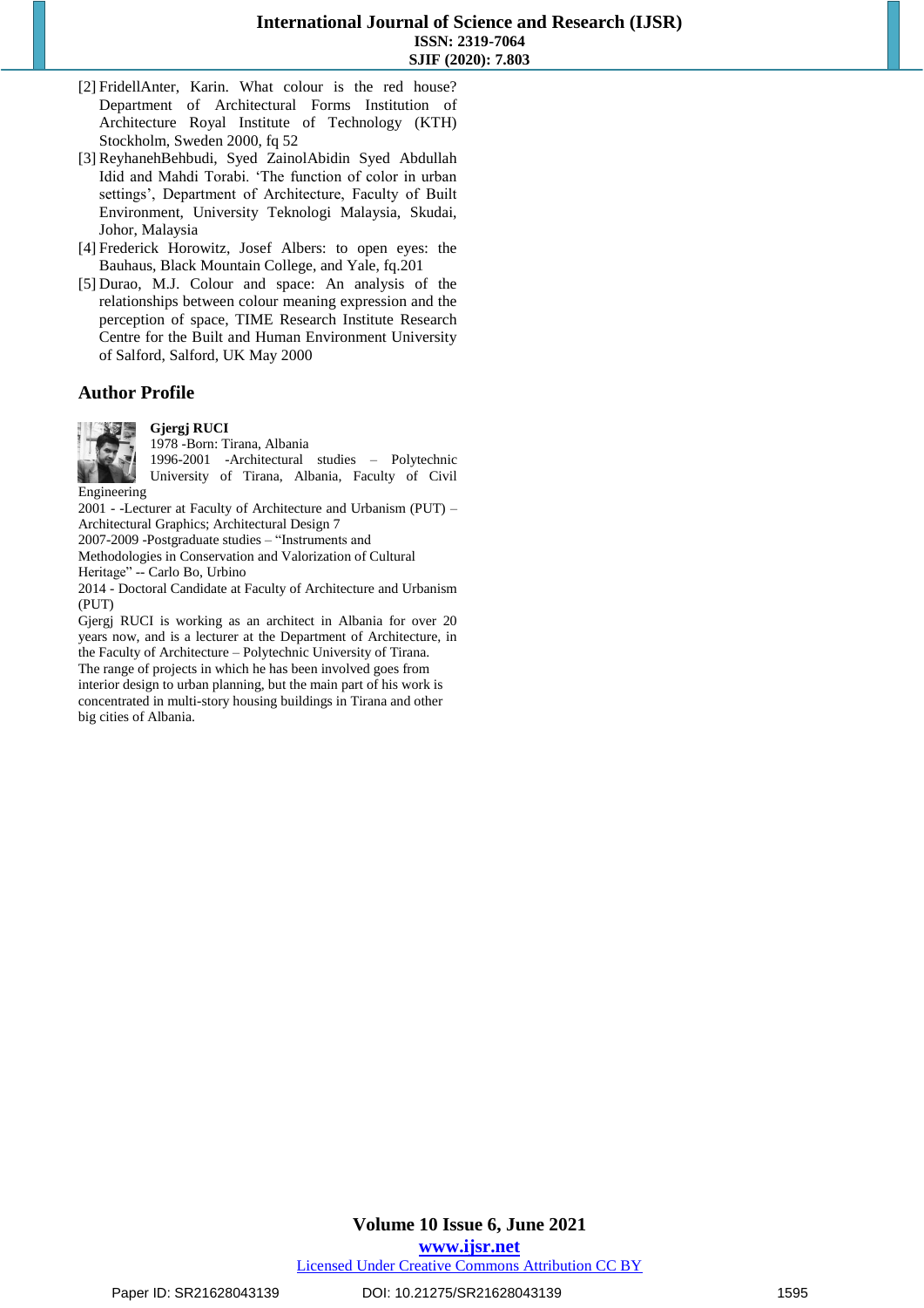[2] FridellAnter, Karin. What colour is the red house? Department of Architectural Forms Institution of Architecture Royal Institute of Technology (KTH) Stockholm, Sweden 2000, fq 52

[3] ReyhanehBehbudi, Syed ZainolAbidin Syed Abdullah Idid and Mahdi Torabi. 'The function of color in urban settings', Department of Architecture, Faculty of Built Environment, University Teknologi Malaysia, Skudai, Johor, Malaysia

[4] Frederick Horowitz, Josef Albers: to open eyes: the Bauhaus, Black Mountain College, and Yale, fq.201

[5] Durao, M.J. Colour and space: An analysis of the relationships between colour meaning expression and the perception of space, TIME Research Institute Research Centre for the Built and Human Environment University of Salford, Salford, UK May 2000

## Author Profile

**Gjergj RUCI**
1978 -Born: Tirana, Albania
1996-2001 -Architectural studies – Polytechnic University of Tirana, Albania, Faculty of Civil Engineering
2001 - -Lecturer at Faculty of Architecture and Urbanism (PUT) – Architectural Graphics; Architectural Design 7
2007-2009 -Postgraduate studies – "Instruments and Methodologies in Conservation and Valorization of Cultural Heritage" -- Carlo Bo, Urbino
2014 - Doctoral Candidate at Faculty of Architecture and Urbanism (PUT)
Gjergj RUCI is working as an architect in Albania for over 20 years now, and is a lecturer at the Department of Architecture, in the Faculty of Architecture – Polytechnic University of Tirana.
The range of projects in which he has been involved goes from interior design to urban planning, but the main part of his work is concentrated in multi-story housing buildings in Tirana and other big cities of Albania.